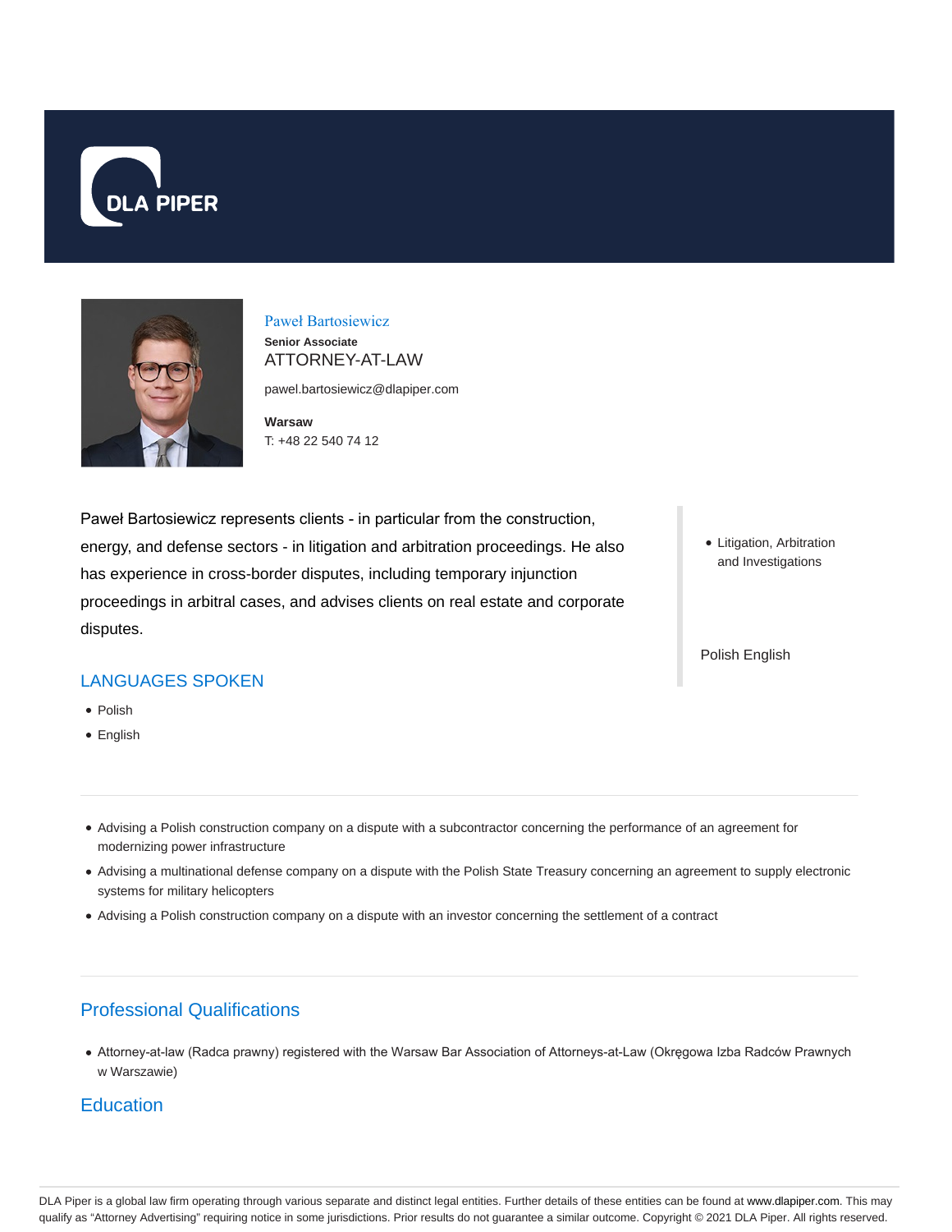DLA PIPER

## Paweł Bartosiewicz

**Senior Associate**

ATTORNEY-AT-LAW

pawel.bartosiewicz@dlapiper.com

**Warsaw**

T: +48 22 540 74 12

Paweł Bartosiewicz represents clients - in particular from the construction, energy, and defense sectors - in litigation and arbitration proceedings. He also has experience in cross-border disputes, including temporary injunction proceedings in arbitral cases, and advises clients on real estate and corporate disputes.

- Litigation, Arbitration and Investigations

Polish English

## LANGUAGES SPOKEN

- Polish
- English

---

- Advising a Polish construction company on a dispute with a subcontractor concerning the performance of an agreement for modernizing power infrastructure
- Advising a multinational defense company on a dispute with the Polish State Treasury concerning an agreement to supply electronic systems for military helicopters
- Advising a Polish construction company on a dispute with an investor concerning the settlement of a contract

---

## Professional Qualifications

- Attorney-at-law (Radca prawny) registered with the Warsaw Bar Association of Attorneys-at-Law (Okręgowa Izba Radców Prawnych w Warszawie)

## Education

DLA Piper is a global law firm operating through various separate and distinct legal entities. Further details of these entities can be found at www.dlapiper.com. This may qualify as "Attorney Advertising" requiring notice in some jurisdictions. Prior results do not guarantee a similar outcome. Copyright © 2021 DLA Piper. All rights reserved.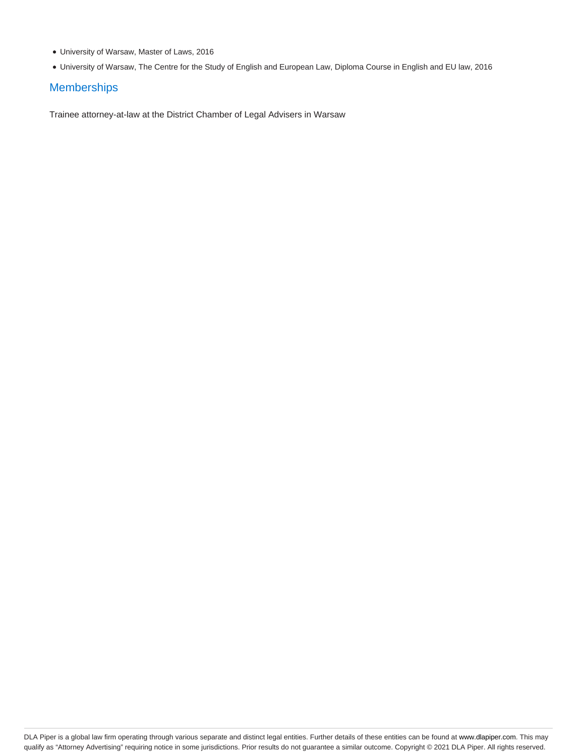- University of Warsaw, Master of Laws, 2016
- University of Warsaw, The Centre for the Study of English and European Law, Diploma Course in English and EU law, 2016

## Memberships

Trainee attorney-at-law at the District Chamber of Legal Advisers in Warsaw

DLA Piper is a global law firm operating through various separate and distinct legal entities. Further details of these entities can be found at www.dlapiper.com. This may qualify as "Attorney Advertising" requiring notice in some jurisdictions. Prior results do not guarantee a similar outcome. Copyright © 2021 DLA Piper. All rights reserved.